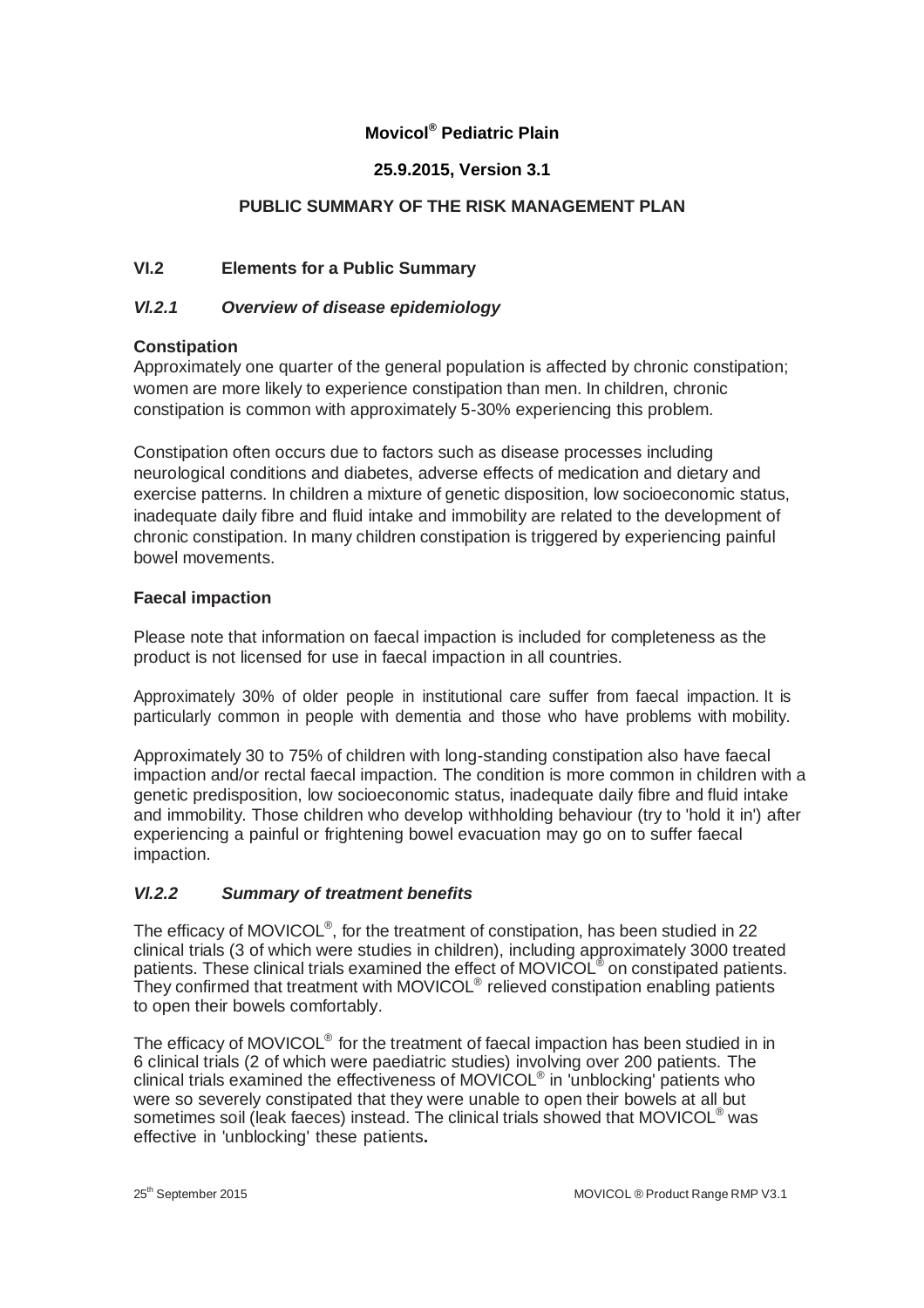**Movicol® Pediatric Plain**

**25.9.2015, Version 3.1**

**PUBLIC SUMMARY OF THE RISK MANAGEMENT PLAN**

## VI.2 Elements for a Public Summary

### *VI.2.1 Overview of disease epidemiology*

**Constipation**

Approximately one quarter of the general population is affected by chronic constipation; women are more likely to experience constipation than men. In children, chronic constipation is common with approximately 5-30% experiencing this problem.

Constipation often occurs due to factors such as disease processes including neurological conditions and diabetes, adverse effects of medication and dietary and exercise patterns. In children a mixture of genetic disposition, low socioeconomic status, inadequate daily fibre and fluid intake and immobility are related to the development of chronic constipation. In many children constipation is triggered by experiencing painful bowel movements.

**Faecal impaction**

Please note that information on faecal impaction is included for completeness as the product is not licensed for use in faecal impaction in all countries.

Approximately 30% of older people in institutional care suffer from faecal impaction. It is particularly common in people with dementia and those who have problems with mobility.

Approximately 30 to 75% of children with long-standing constipation also have faecal impaction and/or rectal faecal impaction. The condition is more common in children with a genetic predisposition, low socioeconomic status, inadequate daily fibre and fluid intake and immobility. Those children who develop withholding behaviour (try to 'hold it in') after experiencing a painful or frightening bowel evacuation may go on to suffer faecal impaction.

### *VI.2.2 Summary of treatment benefits*

The efficacy of MOVICOL®, for the treatment of constipation, has been studied in 22 clinical trials (3 of which were studies in children), including approximately 3000 treated patients. These clinical trials examined the effect of MOVICOL® on constipated patients. They confirmed that treatment with MOVICOL® relieved constipation enabling patients to open their bowels comfortably.

The efficacy of MOVICOL® for the treatment of faecal impaction has been studied in in 6 clinical trials (2 of which were paediatric studies) involving over 200 patients. The clinical trials examined the effectiveness of MOVICOL® in 'unblocking' patients who were so severely constipated that they were unable to open their bowels at all but sometimes soil (leak faeces) instead. The clinical trials showed that MOVICOL® was effective in 'unblocking' these patients**.**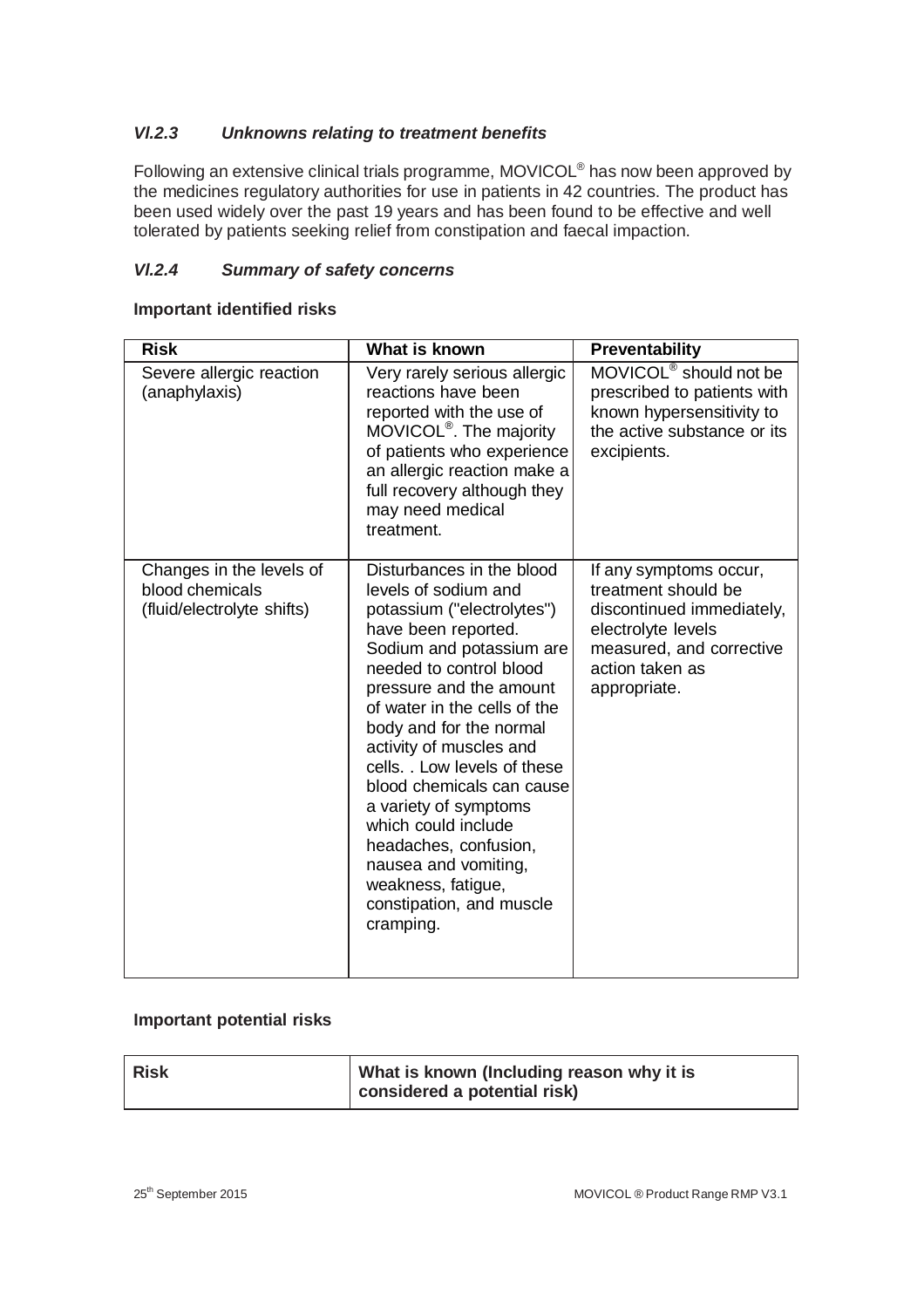### *VI.2.3 Unknowns relating to treatment benefits*

Following an extensive clinical trials programme, MOVICOL® has now been approved by the medicines regulatory authorities for use in patients in 42 countries. The product has been used widely over the past 19 years and has been found to be effective and well tolerated by patients seeking relief from constipation and faecal impaction.

### *VI.2.4 Summary of safety concerns*

**Important identified risks**

| Risk | What is known | Preventability |
| --- | --- | --- |
| Severe allergic reaction (anaphylaxis) | Very rarely serious allergic reactions have been reported with the use of MOVICOL®. The majority of patients who experience an allergic reaction make a full recovery although they may need medical treatment. | MOVICOL® should not be prescribed to patients with known hypersensitivity to the active substance or its excipients. |
| Changes in the levels of blood chemicals (fluid/electrolyte shifts) | Disturbances in the blood levels of sodium and potassium ("electrolytes") have been reported. Sodium and potassium are needed to control blood pressure and the amount of water in the cells of the body and for the normal activity of muscles and cells. . Low levels of these blood chemicals can cause a variety of symptoms which could include headaches, confusion, nausea and vomiting, weakness, fatigue, constipation, and muscle cramping. | If any symptoms occur, treatment should be discontinued immediately, electrolyte levels measured, and corrective action taken as appropriate. |

**Important potential risks**

| Risk | What is known (Including reason why it is considered a potential risk) |
| --- | --- |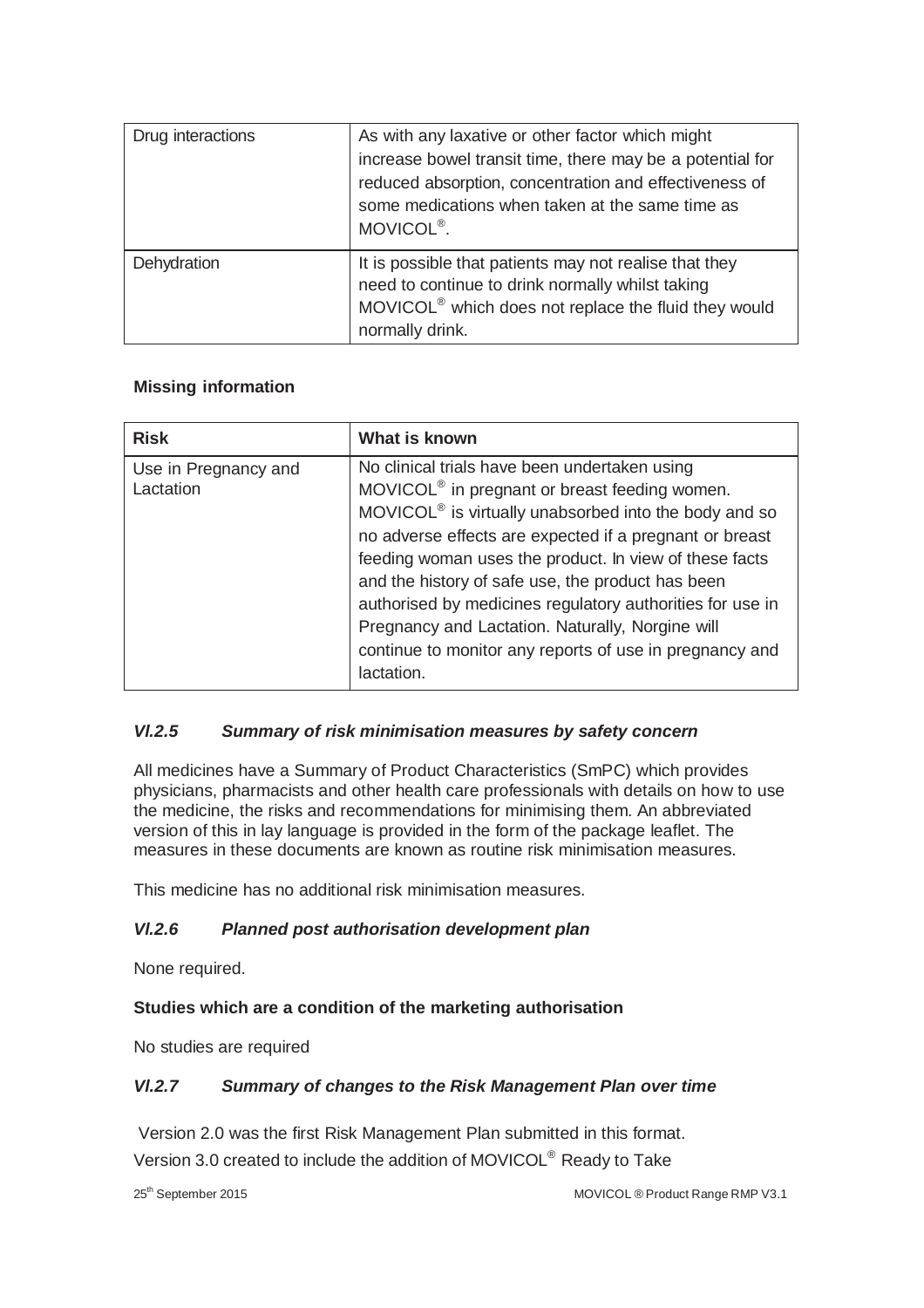| | |
|---|---|
| Drug interactions | As with any laxative or other factor which might increase bowel transit time, there may be a potential for reduced absorption, concentration and effectiveness of some medications when taken at the same time as MOVICOL®. |
| Dehydration | It is possible that patients may not realise that they need to continue to drink normally whilst taking MOVICOL® which does not replace the fluid they would normally drink. |

**Missing information**

| Risk | What is known |
|---|---|
| Use in Pregnancy and Lactation | No clinical trials have been undertaken using MOVICOL® in pregnant or breast feeding women. MOVICOL® is virtually unabsorbed into the body and so no adverse effects are expected if a pregnant or breast feeding woman uses the product. In view of these facts and the history of safe use, the product has been authorised by medicines regulatory authorities for use in Pregnancy and Lactation. Naturally, Norgine will continue to monitor any reports of use in pregnancy and lactation. |

### *VI.2.5 Summary of risk minimisation measures by safety concern*

All medicines have a Summary of Product Characteristics (SmPC) which provides physicians, pharmacists and other health care professionals with details on how to use the medicine, the risks and recommendations for minimising them. An abbreviated version of this in lay language is provided in the form of the package leaflet. The measures in these documents are known as routine risk minimisation measures.

This medicine has no additional risk minimisation measures.

### *VI.2.6 Planned post authorisation development plan*

None required.

**Studies which are a condition of the marketing authorisation**

No studies are required

### *VI.2.7 Summary of changes to the Risk Management Plan over time*

Version 2.0 was the first Risk Management Plan submitted in this format.

Version 3.0 created to include the addition of MOVICOL® Ready to Take